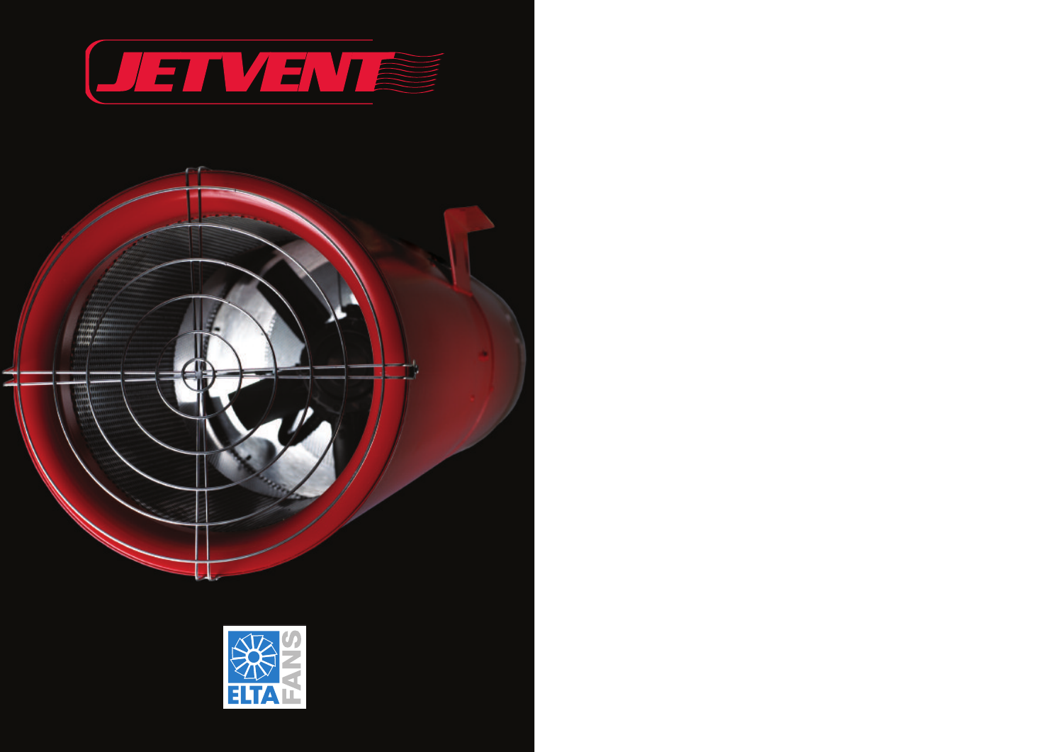# JETVENT

ELTA FANS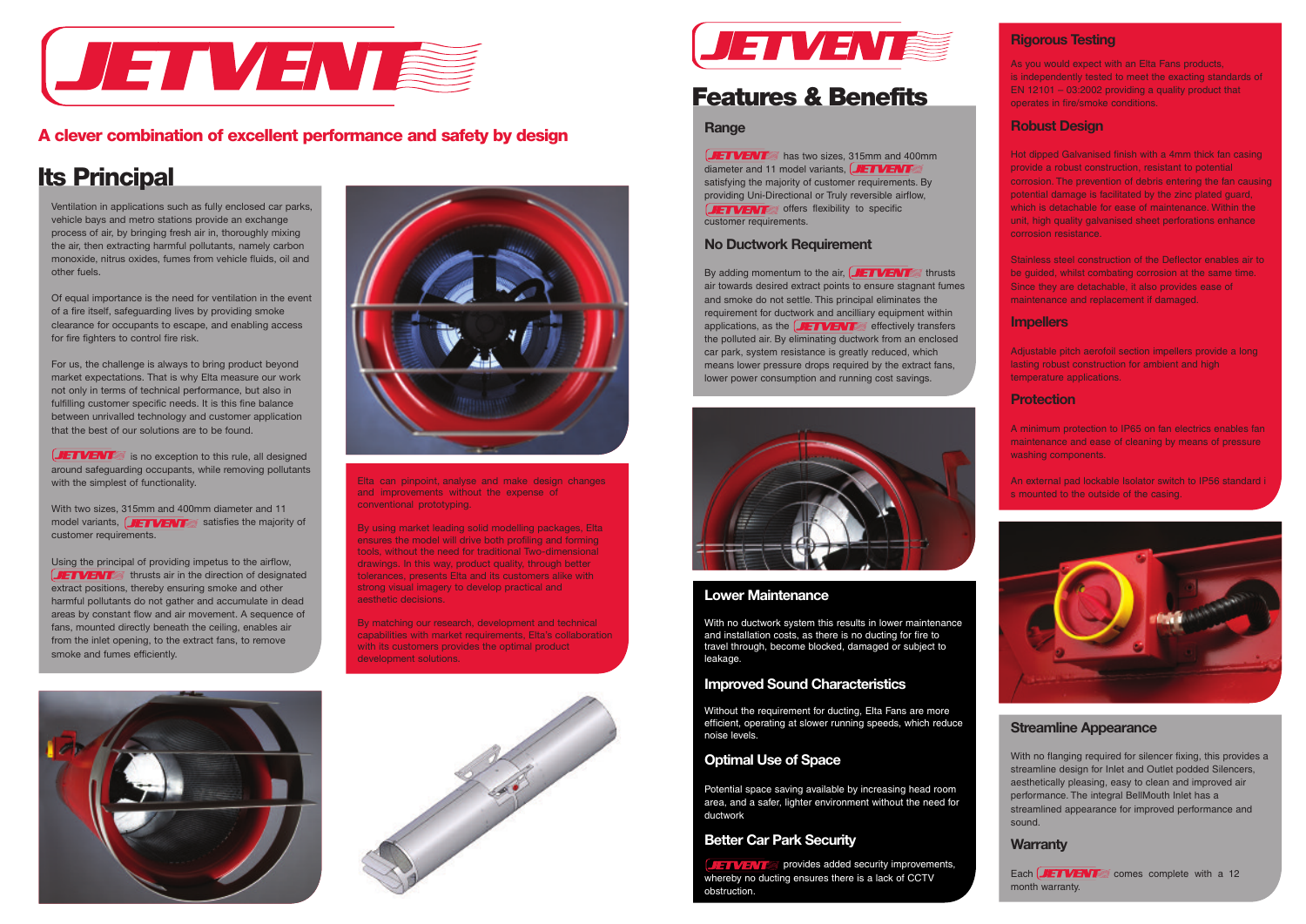# JETVENT

## A clever combination of excellent performance and safety by design

## Its Principal

Ventilation in applications such as fully enclosed car parks, vehicle bays and metro stations provide an exchange process of air, by bringing fresh air in, thoroughly mixing the air, then extracting harmful pollutants, namely carbon monoxide, nitrus oxides, fumes from vehicle fluids, oil and other fuels.

Of equal importance is the need for ventilation in the event of a fire itself, safeguarding lives by providing smoke clearance for occupants to escape, and enabling access for fire fighters to control fire risk.

For us, the challenge is always to bring product beyond market expectations. That is why Elta measure our work not only in terms of technical performance, but also in fulfilling customer specific needs. It is this fine balance between unrivalled technology and customer application that the best of our solutions are to be found.

JETVENT is no exception to this rule, all designed around safeguarding occupants, while removing pollutants with the simplest of functionality.

With two sizes, 315mm and 400mm diameter and 11 model variants, JETVENT satisfies the majority of customer requirements.

Using the principal of providing impetus to the airflow, JETVENT thrusts air in the direction of designated extract positions, thereby ensuring smoke and other harmful pollutants do not gather and accumulate in dead areas by constant flow and air movement. A sequence of fans, mounted directly beneath the ceiling, enables air from the inlet opening, to the extract fans, to remove smoke and fumes efficiently.

Elta can pinpoint, analyse and make design changes and improvements without the expense of conventional prototyping.

By using market leading solid modelling packages, Elta ensures the model will drive both profiling and forming tools, without the need for traditional Two-dimensional drawings. In this way, product quality, through better tolerances, presents Elta and its customers alike with strong visual imagery to develop practical and aesthetic decisions.

By matching our research, development and technical capabilities with market requirements, Elta's collaboration with its customers provides the optimal product development solutions.

# JETVENT

## Features & Benefits

### Range

JETVENT has two sizes, 315mm and 400mm diameter and 11 model variants, JETVENT satisfying the majority of customer requirements. By providing Uni-Directional or Truly reversible airflow, JETVENT offers flexibility to specific customer requirements.

### No Ductwork Requirement

By adding momentum to the air, JETVENT thrusts air towards desired extract points to ensure stagnant fumes and smoke do not settle. This principal eliminates the requirement for ductwork and ancilliary equipment within applications, as the JETVENT effectively transfers the polluted air. By eliminating ductwork from an enclosed car park, system resistance is greatly reduced, which means lower pressure drops required by the extract fans, lower power consumption and running cost savings.

### Lower Maintenance

With no ductwork system this results in lower maintenance and installation costs, as there is no ducting for fire to travel through, become blocked, damaged or subject to leakage.

### Improved Sound Characteristics

Without the requirement for ducting, Elta Fans are more efficient, operating at slower running speeds, which reduce noise levels.

### Optimal Use of Space

Potential space saving available by increasing head room area, and a safer, lighter environment without the need for ductwork

### Better Car Park Security

JETVENT provides added security improvements, whereby no ducting ensures there is a lack of CCTV obstruction.

### Rigorous Testing

As you would expect with an Elta Fans products, is independently tested to meet the exacting standards of EN 12101 – 03:2002 providing a quality product that operates in fire/smoke conditions.

### Robust Design

Hot dipped Galvanised finish with a 4mm thick fan casing provide a robust construction, resistant to potential corrosion. The prevention of debris entering the fan causing potential damage is facilitated by the zinc plated guard, which is detachable for ease of maintenance. Within the unit, high quality galvanised sheet perforations enhance corrosion resistance.

Stainless steel construction of the Deflector enables air to be guided, whilst combating corrosion at the same time. Since they are detachable, it also provides ease of maintenance and replacement if damaged.

### Impellers

Adjustable pitch aerofoil section impellers provide a long lasting robust construction for ambient and high temperature applications.

### Protection

A minimum protection to IP65 on fan electrics enables fan maintenance and ease of cleaning by means of pressure washing components.

An external pad lockable Isolator switch to IP56 standard i s mounted to the outside of the casing.

### Streamline Appearance

With no flanging required for silencer fixing, this provides a streamline design for Inlet and Outlet podded Silencers, aesthetically pleasing, easy to clean and improved air performance. The integral BellMouth Inlet has a streamlined appearance for improved performance and sound.

### Warranty

Each JETVENT comes complete with a 12 month warranty.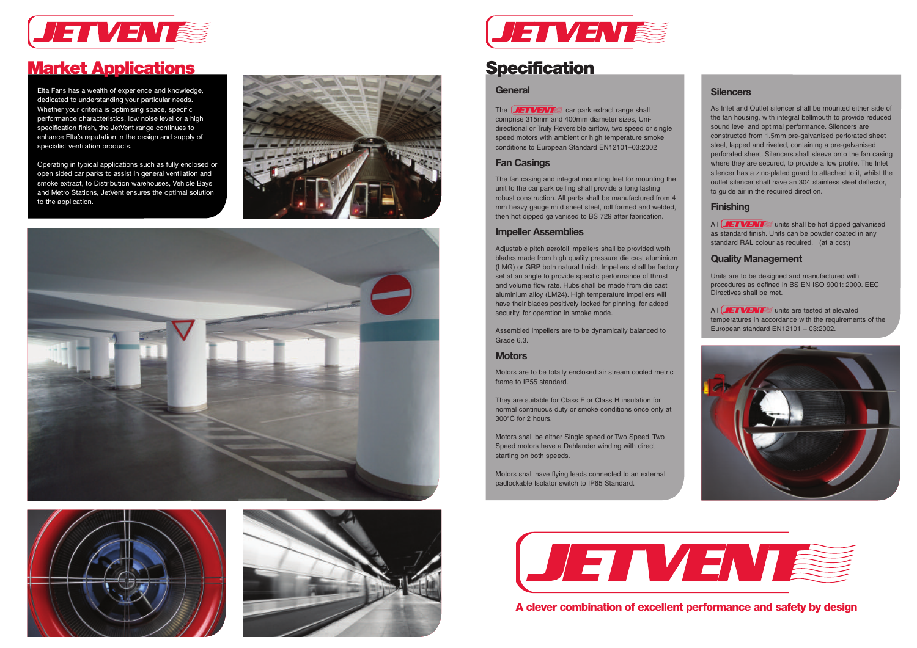# Market Applications

Elta Fans has a wealth of experience and knowledge, dedicated to understanding your particular needs. Whether your criteria is optimising space, specific performance characteristics, low noise level or a high specification finish, the JetVent range continues to enhance Elta's reputation in the design and supply of specialist ventilation products.

Operating in typical applications such as fully enclosed or open sided car parks to assist in general ventilation and smoke extract, to Distribution warehouses, Vehicle Bays and Metro Stations, JetVent ensures the optimal solution to the application.

# Specification

## General

The JETVENT car park extract range shall comprise 315mm and 400mm diameter sizes, Uni-directional or Truly Reversible airflow, two speed or single speed motors with ambient or high temperature smoke conditions to European Standard EN12101–03:2002

## Fan Casings

The fan casing and integral mounting feet for mounting the unit to the car park ceiling shall provide a long lasting robust construction. All parts shall be manufactured from 4 mm heavy gauge mild sheet steel, roll formed and welded, then hot dipped galvanised to BS 729 after fabrication.

## Impeller Assemblies

Adjustable pitch aerofoil impellers shall be provided woth blades made from high quality pressure die cast aluminium (LMG) or GRP both natural finish. Impellers shall be factory set at an angle to provide specific performance of thrust and volume flow rate. Hubs shall be made from die cast aluminium alloy (LM24). High temperature impellers will have their blades positively locked for pinning, for added security, for operation in smoke mode.

Assembled impellers are to be dynamically balanced to Grade 6.3.

## Motors

Motors are to be totally enclosed air stream cooled metric frame to IP55 standard.

They are suitable for Class F or Class H insulation for normal continuous duty or smoke conditions once only at 300°C for 2 hours.

Motors shall be either Single speed or Two Speed. Two Speed motors have a Dahlander winding with direct starting on both speeds.

Motors shall have flying leads connected to an external padlockable Isolator switch to IP65 Standard.

## Silencers

As Inlet and Outlet silencer shall be mounted either side of the fan housing, with integral bellmouth to provide reduced sound level and optimal performance. Silencers are constructed from 1.5mm pre-galvanised perforated sheet steel, lapped and riveted, containing a pre-galvanised perforated sheet. Silencers shall sleeve onto the fan casing where they are secured, to provide a low profile. The Inlet silencer has a zinc-plated guard to attached to it, whilst the outlet silencer shall have an 304 stainless steel deflector, to guide air in the required direction.

## Finishing

All JETVENT units shall be hot dipped galvanised as standard finish. Units can be powder coated in any standard RAL colour as required. (at a cost)

## Quality Management

Units are to be designed and manufactured with procedures as defined in BS EN ISO 9001: 2000. EEC Directives shall be met.

All JETVENT units are tested at elevated temperatures in accordance with the requirements of the European standard EN12101 – 03:2002.

**A clever combination of excellent performance and safety by design**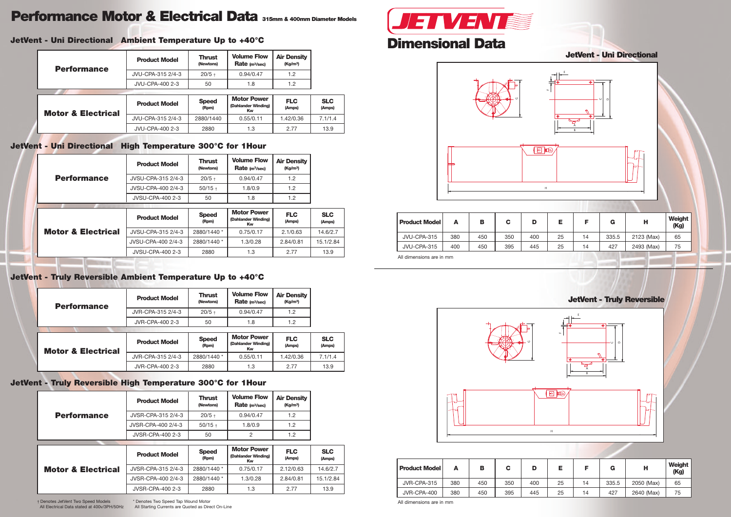# Performance Motor & Electrical Data 315mm & 400mm Diameter Models

## JetVent - Uni Directional Ambient Temperature Up to +40°C

**Performance**

| Product Model | Thrust (Newtons) | Volume Flow Rate ($m^3$/sec) | Air Density ($Kg/m^3$) |
|---|---|---|---|
| JVU-CPA-315 2/4-3 | 20/5 † | 0.94/0.47 | 1.2 |
| JVU-CPA-400 2-3 | 50 | 1.8 | 1.2 |

**Motor & Electrical**

| Product Model | Speed (Rpm) | Motor Power (Dahlander Winding) Kw | FLC (Amps) | SLC (Amps) |
|---|---|---|---|---|
| JVU-CPA-315 2/4-3 | 2880/1440 | 0.55/0.11 | 1.42/0.36 | 7.1/1.4 |
| JVU-CPA-400 2-3 | 2880 | 1.3 | 2.77 | 13.9 |

## JetVent - Uni Directional High Temperature 300°C for 1Hour

**Performance**

| Product Model | Thrust (Newtons) | Volume Flow Rate ($m^3$/sec) | Air Density ($Kg/m^3$) |
|---|---|---|---|
| JVSU-CPA-315 2/4-3 | 20/5 † | 0.94/0.47 | 1.2 |
| JVSU-CPA-400 2/4-3 | 50/15 † | 1.8/0.9 | 1.2 |
| JVSU-CPA-400 2-3 | 50 | 1.8 | 1.2 |

**Motor & Electrical**

| Product Model | Speed (Rpm) | Motor Power (Dahlander Winding) Kw | FLC (Amps) | SLC (Amps) |
|---|---|---|---|---|
| JVSU-CPA-315 2/4-3 | 2880/1440 * | 0.75/0.17 | 2.1/0.63 | 14.6/2.7 |
| JVSU-CPA-400 2/4-3 | 2880/1440 * | 1.3/0.28 | 2.84/0.81 | 15.1/2.84 |
| JVSU-CPA-400 2-3 | 2880 | 1.3 | 2.77 | 13.9 |

## JetVent - Truly Reversible Ambient Temperature Up to +40°C

**Performance**

| Product Model | Thrust (Newtons) | Volume Flow Rate ($m^3$/sec) | Air Density ($Kg/m^3$) |
|---|---|---|---|
| JVR-CPA-315 2/4-3 | 20/5 † | 0.94/0.47 | 1.2 |
| JVR-CPA-400 2-3 | 50 | 1.8 | 1.2 |

**Motor & Electrical**

| Product Model | Speed (Rpm) | Motor Power (Dahlander Winding) Kw | FLC (Amps) | SLC (Amps) |
|---|---|---|---|---|
| JVR-CPA-315 2/4-3 | 2880/1440 * | 0.55/0.11 | 1.42/0.36 | 7.1/1.4 |
| JVR-CPA-400 2-3 | 2880 | 1.3 | 2.77 | 13.9 |

## JetVent - Truly Reversible High Temperature 300°C for 1Hour

**Performance**

| Product Model | Thrust (Newtons) | Volume Flow Rate ($m^3$/sec) | Air Density ($Kg/m^3$) |
|---|---|---|---|
| JVSR-CPA-315 2/4-3 | 20/5 † | 0.94/0.47 | 1.2 |
| JVSR-CPA-400 2/4-3 | 50/15 † | 1.8/0.9 | 1.2 |
| JVSR-CPA-400 2-3 | 50 | 2 | 1.2 |

**Motor & Electrical**

| Product Model | Speed (Rpm) | Motor Power (Dahlander Winding) Kw | FLC (Amps) | SLC (Amps) |
|---|---|---|---|---|
| JVSR-CPA-315 2/4-3 | 2880/1440 * | 0.75/0.17 | 2.12/0.63 | 14.6/2.7 |
| JVSR-CPA-400 2/4-3 | 2880/1440 * | 1.3/0.28 | 2.84/0.81 | 15.1/2.84 |
| JVSR-CPA-400 2-3 | 2880 | 1.3 | 2.77 | 13.9 |

† Denotes JetVent Two Speed Models
All Electrical Data stated at 400v/3PH/50Hz

* Denotes Two Speed Tap Wound Motor
All Starting Currents are Quoted as Direct On-Line

# JETVENT

# Dimensional Data

## JetVent - Uni Directional

| Product Model | A | B | C | D | E | F | G | H | Weight (Kg) |
|---|---|---|---|---|---|---|---|---|---|
| JVU-CPA-315 | 380 | 450 | 350 | 400 | 25 | 14 | 335.5 | 2123 (Max) | 65 |
| JVU-CPA-315 | 400 | 450 | 395 | 445 | 25 | 14 | 427 | 2493 (Max) | 75 |

All dimensions are in mm

## JetVent - Truly Reversible

| Product Model | A | B | C | D | E | F | G | H | Weight (Kg) |
|---|---|---|---|---|---|---|---|---|---|
| JVR-CPA-315 | 380 | 450 | 350 | 400 | 25 | 14 | 335.5 | 2050 (Max) | 65 |
| JVR-CPA-400 | 380 | 450 | 395 | 445 | 25 | 14 | 427 | 2640 (Max) | 75 |

All dimensions are in mm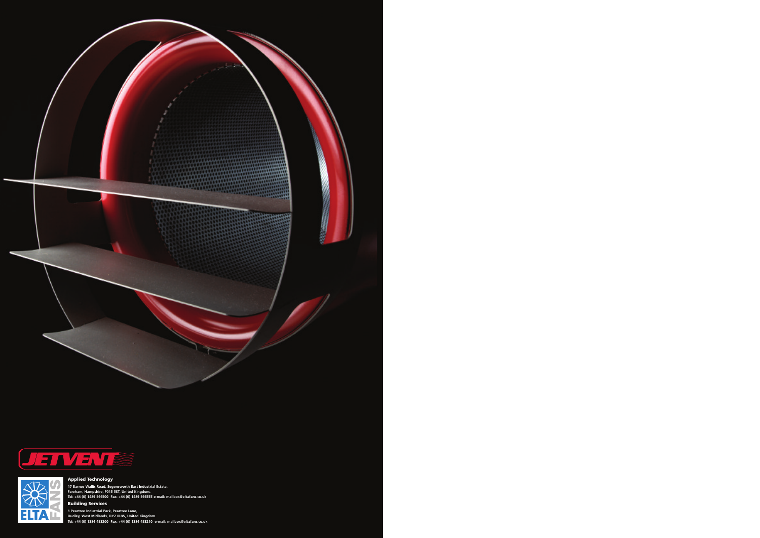JETVENT

ELTA FANS

**Applied Technology**

17 Barnes Wallis Road, Segensworth East Industrial Estate,
Fareham, Hampshire, PO15 5ST, United Kingdom.
Tel: +44 (0) 1489 566500 Fax: +44 (0) 1489 566555 e-mail: mailbox@eltafans.co.uk

**Building Services**

1 Peartree Industrial Park, Peartree Lane,
Dudley, West Midlands, DY2 0UW, United Kingdom.
Tel: +44 (0) 1384 453200 Fax: +44 (0) 1384 453210 e-mail: mailbox@eltafans.co.uk